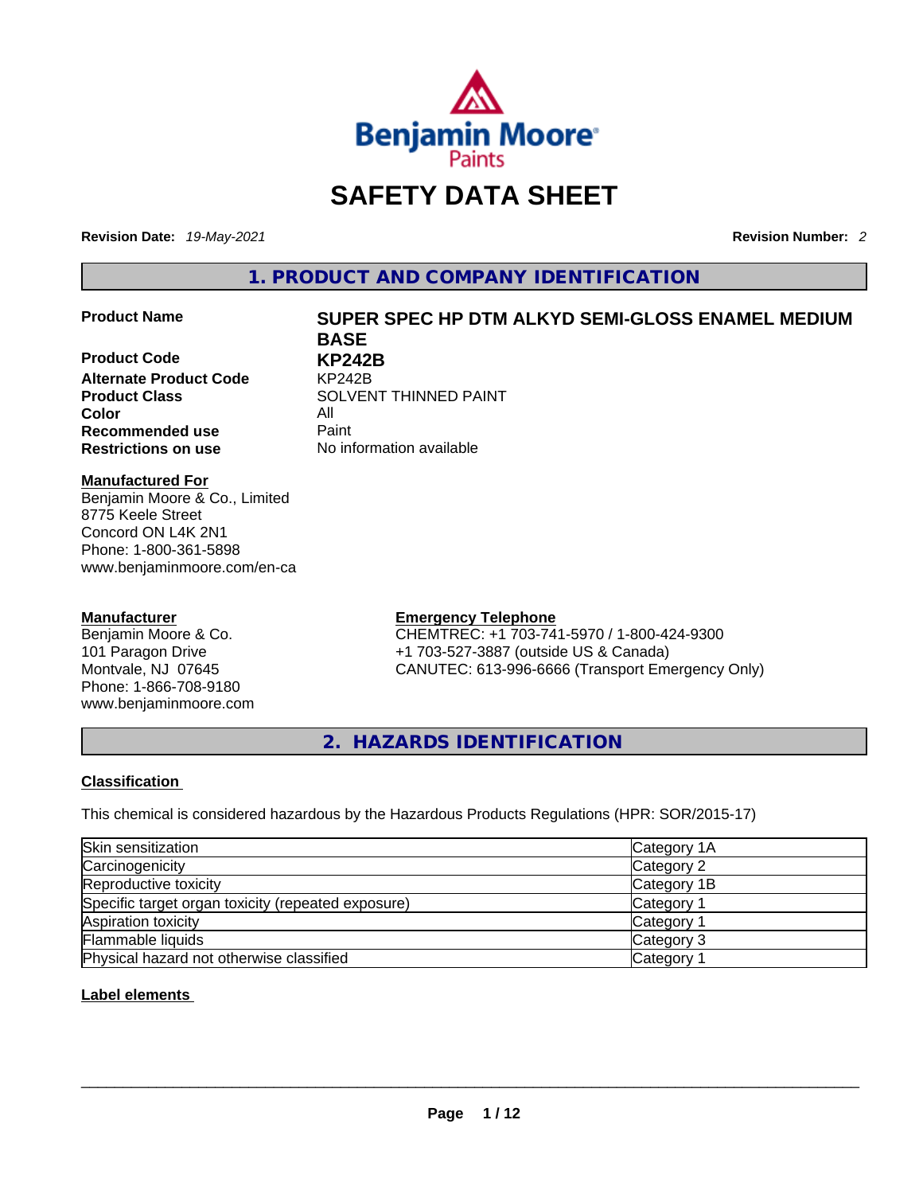# SAFETY DATA SHEET

**Revision Date:** *19-May-2021*

**Revision Number:** *2*

## 1. PRODUCT AND COMPANY IDENTIFICATION

| | |
|---|---|
| **Product Name** | **SUPER SPEC HP DTM ALKYD SEMI-GLOSS ENAMEL MEDIUM BASE** |
| **Product Code** | **KP242B** |
| **Alternate Product Code** | KP242B |
| **Product Class** | SOLVENT THINNED PAINT |
| **Color** | All |
| **Recommended use** | Paint |
| **Restrictions on use** | No information available |

**Manufactured For**
Benjamin Moore & Co., Limited
8775 Keele Street
Concord ON L4K 2N1
Phone: 1-800-361-5898
www.benjaminmoore.com/en-ca

**Manufacturer**
Benjamin Moore & Co.
101 Paragon Drive
Montvale, NJ 07645
Phone: 1-866-708-9180
www.benjaminmoore.com

**Emergency Telephone**
CHEMTREC: +1 703-741-5970 / 1-800-424-9300
+1 703-527-3887 (outside US & Canada)
CANUTEC: 613-996-6666 (Transport Emergency Only)

## 2. HAZARDS IDENTIFICATION

**Classification**

This chemical is considered hazardous by the Hazardous Products Regulations (HPR: SOR/2015-17)

| | |
|---|---|
| Skin sensitization | Category 1A |
| Carcinogenicity | Category 2 |
| Reproductive toxicity | Category 1B |
| Specific target organ toxicity (repeated exposure) | Category 1 |
| Aspiration toxicity | Category 1 |
| Flammable liquids | Category 3 |
| Physical hazard not otherwise classified | Category 1 |

**Label elements**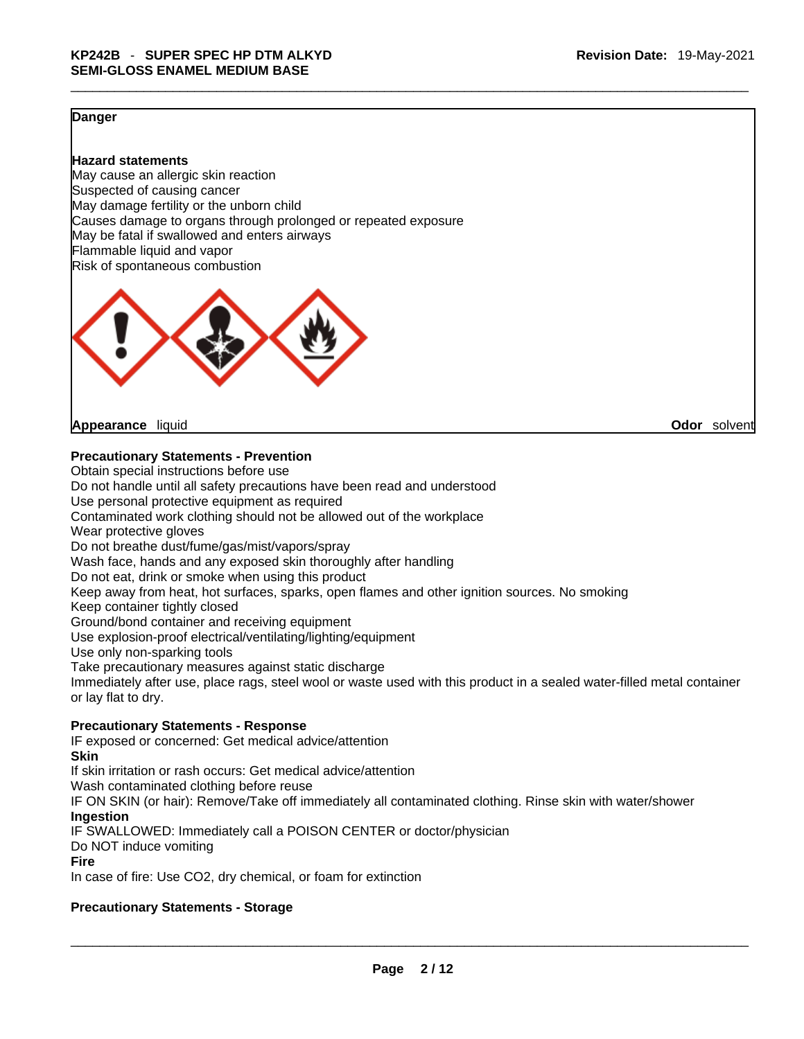**Danger**

**Hazard statements**

May cause an allergic skin reaction
Suspected of causing cancer
May damage fertility or the unborn child
Causes damage to organs through prolonged or repeated exposure
May be fatal if swallowed and enters airways
Flammable liquid and vapor
Risk of spontaneous combustion

**Appearance** liquid **Odor** solvent

**Precautionary Statements - Prevention**

Obtain special instructions before use
Do not handle until all safety precautions have been read and understood
Use personal protective equipment as required
Contaminated work clothing should not be allowed out of the workplace
Wear protective gloves
Do not breathe dust/fume/gas/mist/vapors/spray
Wash face, hands and any exposed skin thoroughly after handling
Do not eat, drink or smoke when using this product
Keep away from heat, hot surfaces, sparks, open flames and other ignition sources. No smoking
Keep container tightly closed
Ground/bond container and receiving equipment
Use explosion-proof electrical/ventilating/lighting/equipment
Use only non-sparking tools
Take precautionary measures against static discharge
Immediately after use, place rags, steel wool or waste used with this product in a sealed water-filled metal container or lay flat to dry.

**Precautionary Statements - Response**

IF exposed or concerned: Get medical advice/attention

**Skin**

If skin irritation or rash occurs: Get medical advice/attention
Wash contaminated clothing before reuse
IF ON SKIN (or hair): Remove/Take off immediately all contaminated clothing. Rinse skin with water/shower

**Ingestion**

IF SWALLOWED: Immediately call a POISON CENTER or doctor/physician
Do NOT induce vomiting

**Fire**

In case of fire: Use $CO_2$, dry chemical, or foam for extinction

**Precautionary Statements - Storage**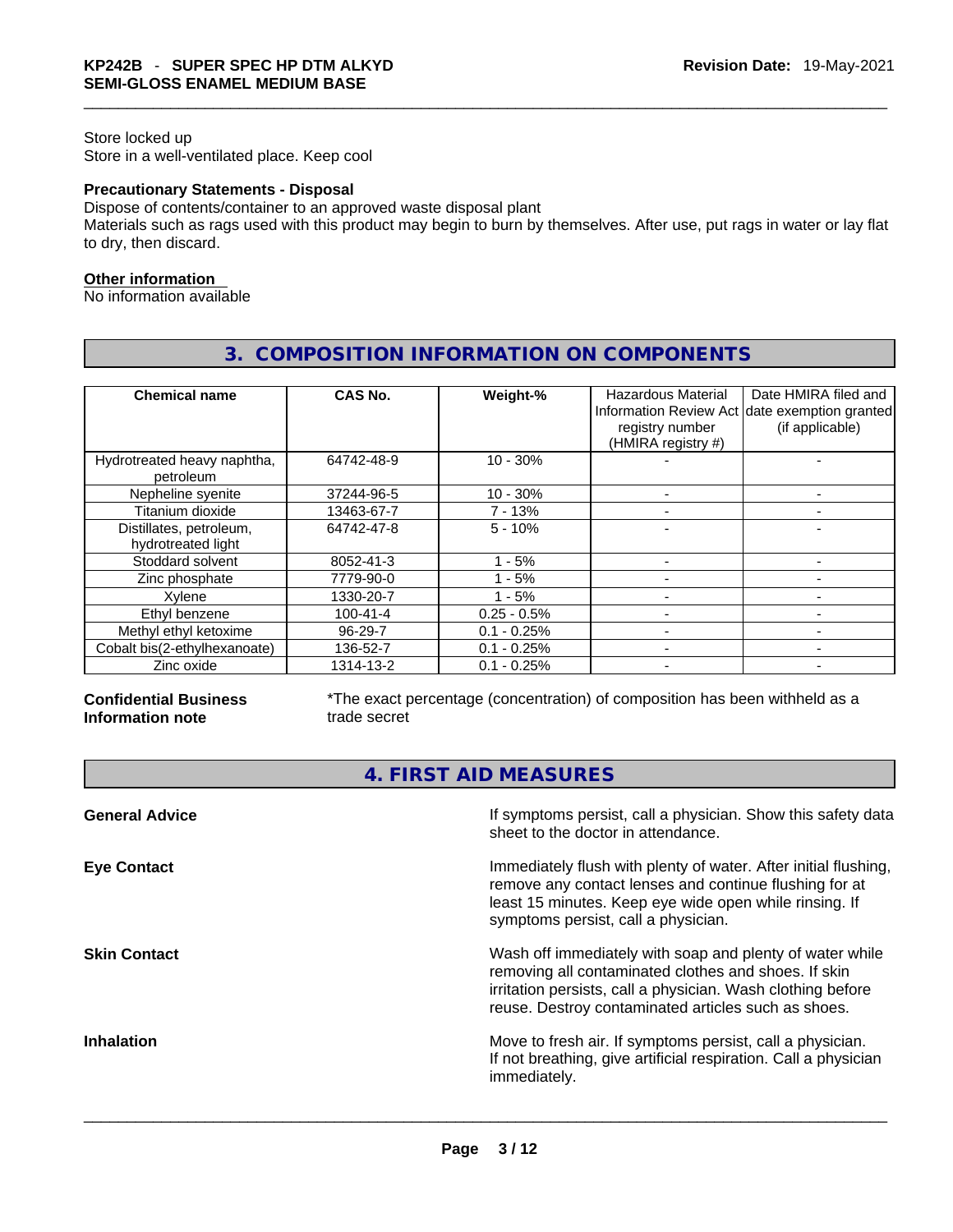Store locked up
Store in a well-ventilated place. Keep cool

**Precautionary Statements - Disposal**
Dispose of contents/container to an approved waste disposal plant
Materials such as rags used with this product may begin to burn by themselves. After use, put rags in water or lay flat to dry, then discard.

**Other information**
No information available

## 3. COMPOSITION INFORMATION ON COMPONENTS

| Chemical name | CAS No. | Weight-% | Hazardous Material Information Review Act registry number (HMIRA registry #) | Date HMIRA filed and date exemption granted (if applicable) |
|---|---|---|---|---|
| Hydrotreated heavy naphtha, petroleum | 64742-48-9 | 10 - 30% | - | - |
| Nepheline syenite | 37244-96-5 | 10 - 30% | - | - |
| Titanium dioxide | 13463-67-7 | 7 - 13% | - | - |
| Distillates, petroleum, hydrotreated light | 64742-47-8 | 5 - 10% | - | - |
| Stoddard solvent | 8052-41-3 | 1 - 5% | - | - |
| Zinc phosphate | 7779-90-0 | 1 - 5% | - | - |
| Xylene | 1330-20-7 | 1 - 5% | - | - |
| Ethyl benzene | 100-41-4 | 0.25 - 0.5% | - | - |
| Methyl ethyl ketoxime | 96-29-7 | 0.1 - 0.25% | - | - |
| Cobalt bis(2-ethylhexanoate) | 136-52-7 | 0.1 - 0.25% | - | - |
| Zinc oxide | 1314-13-2 | 0.1 - 0.25% | - | - |

**Confidential Business Information note**
*The exact percentage (concentration) of composition has been withheld as a trade secret

## 4. FIRST AID MEASURES

**General Advice**
If symptoms persist, call a physician. Show this safety data sheet to the doctor in attendance.

**Eye Contact**
Immediately flush with plenty of water. After initial flushing, remove any contact lenses and continue flushing for at least 15 minutes. Keep eye wide open while rinsing. If symptoms persist, call a physician.

**Skin Contact**
Wash off immediately with soap and plenty of water while removing all contaminated clothes and shoes. If skin irritation persists, call a physician. Wash clothing before reuse. Destroy contaminated articles such as shoes.

**Inhalation**
Move to fresh air. If symptoms persist, call a physician. If not breathing, give artificial respiration. Call a physician immediately.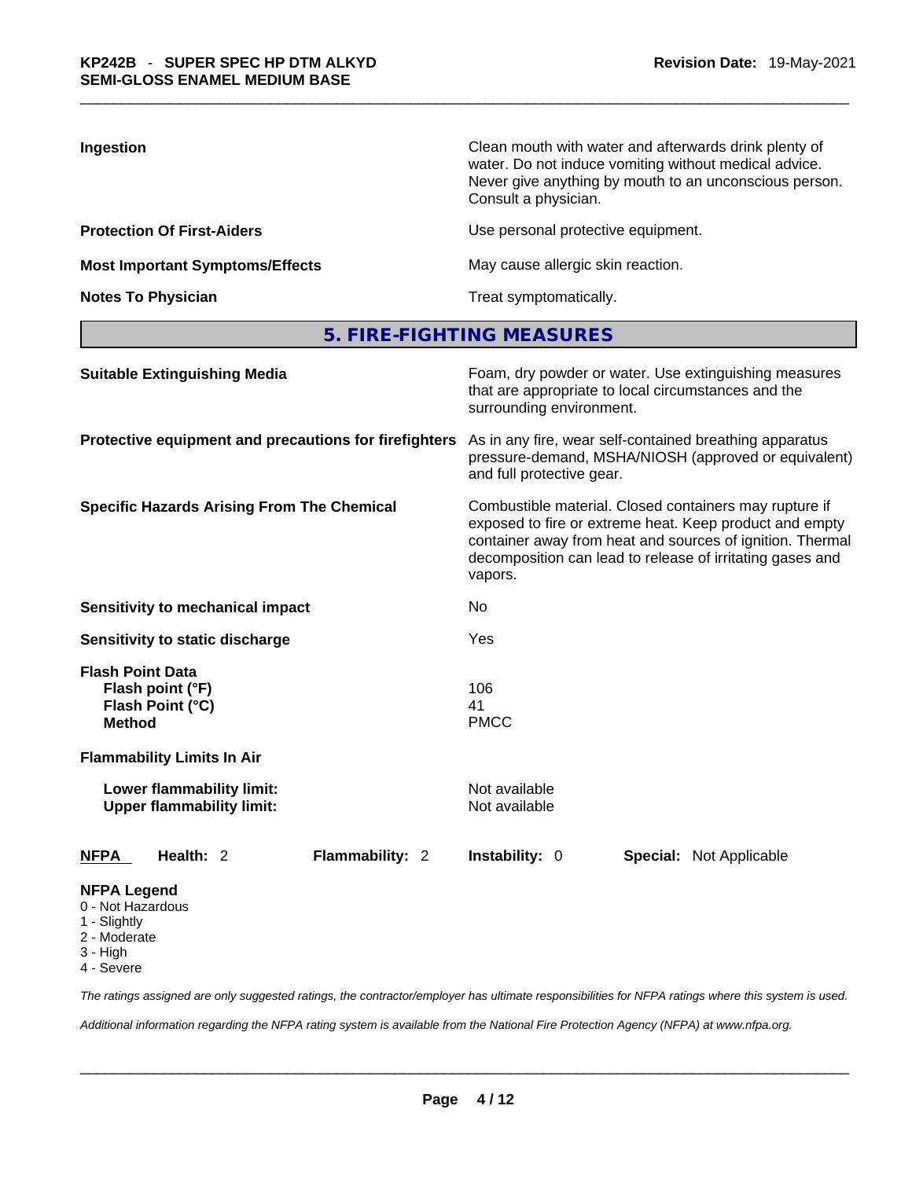**Ingestion** | Clean mouth with water and afterwards drink plenty of water. Do not induce vomiting without medical advice. Never give anything by mouth to an unconscious person. Consult a physician.

**Protection Of First-Aiders** | Use personal protective equipment.

**Most Important Symptoms/Effects** | May cause allergic skin reaction.

**Notes To Physician** | Treat symptomatically.

## 5. FIRE-FIGHTING MEASURES

**Suitable Extinguishing Media** | Foam, dry powder or water. Use extinguishing measures that are appropriate to local circumstances and the surrounding environment.

**Protective equipment and precautions for firefighters** | As in any fire, wear self-contained breathing apparatus pressure-demand, MSHA/NIOSH (approved or equivalent) and full protective gear.

**Specific Hazards Arising From The Chemical** | Combustible material. Closed containers may rupture if exposed to fire or extreme heat. Keep product and empty container away from heat and sources of ignition. Thermal decomposition can lead to release of irritating gases and vapors.

**Sensitivity to mechanical impact** | No

**Sensitivity to static discharge** | Yes

**Flash Point Data**
- **Flash point (°F)** | 106
- **Flash Point (°C)** | 41
- **Method** | PMCC

**Flammability Limits In Air**
- **Lower flammability limit:** | Not available
- **Upper flammability limit:** | Not available

**NFPA** | **Health:** 2 | **Flammability:** 2 | **Instability:** 0 | **Special:** Not Applicable

**NFPA Legend**
- 0 - Not Hazardous
- 1 - Slightly
- 2 - Moderate
- 3 - High
- 4 - Severe

*The ratings assigned are only suggested ratings, the contractor/employer has ultimate responsibilities for NFPA ratings where this system is used.*

*Additional information regarding the NFPA rating system is available from the National Fire Protection Agency (NFPA) at www.nfpa.org.*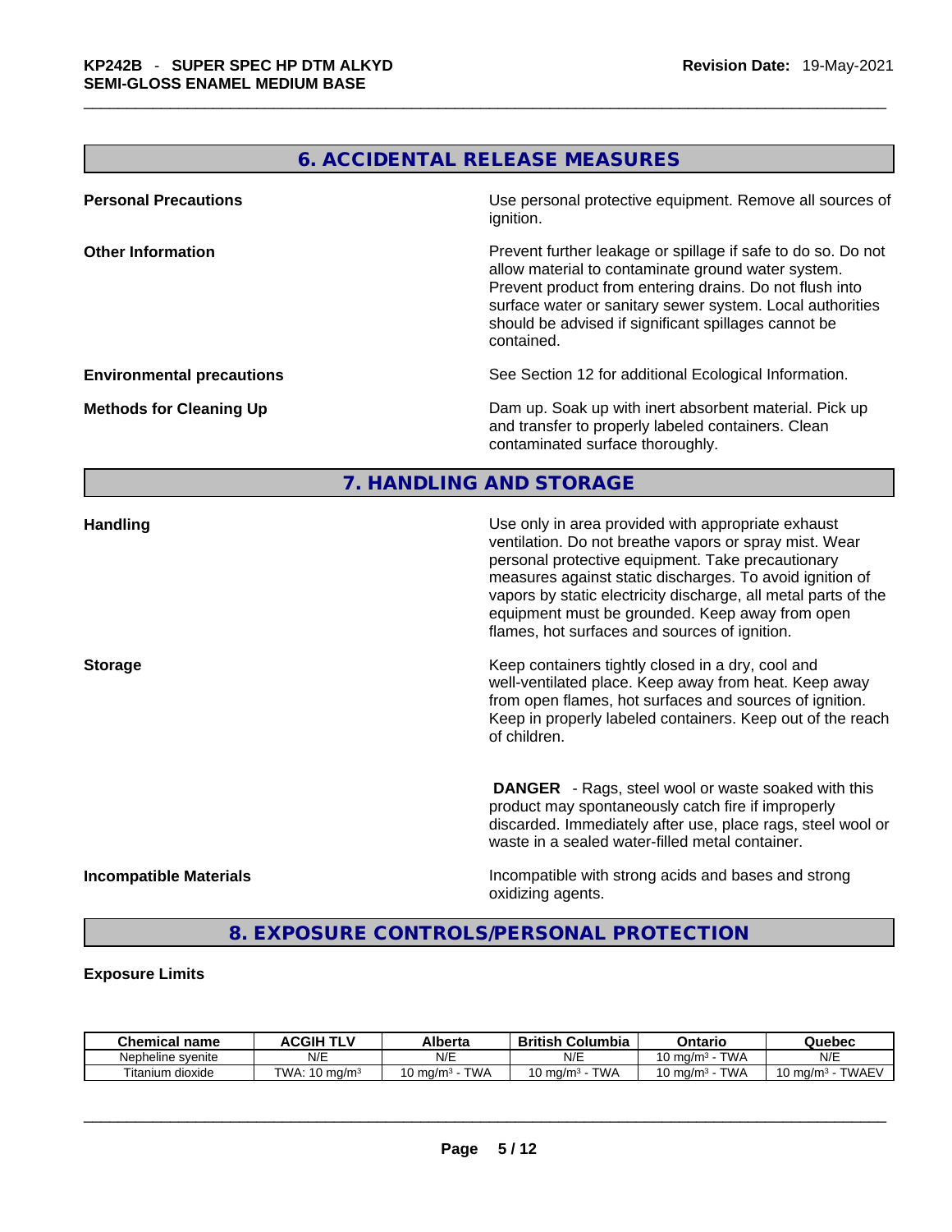## 6. ACCIDENTAL RELEASE MEASURES

**Personal Precautions**

Use personal protective equipment. Remove all sources of ignition.

**Other Information**

Prevent further leakage or spillage if safe to do so. Do not allow material to contaminate ground water system. Prevent product from entering drains. Do not flush into surface water or sanitary sewer system. Local authorities should be advised if significant spillages cannot be contained.

**Environmental precautions**

See Section 12 for additional Ecological Information.

**Methods for Cleaning Up**

Dam up. Soak up with inert absorbent material. Pick up and transfer to properly labeled containers. Clean contaminated surface thoroughly.

## 7. HANDLING AND STORAGE

**Handling**

Use only in area provided with appropriate exhaust ventilation. Do not breathe vapors or spray mist. Wear personal protective equipment. Take precautionary measures against static discharges. To avoid ignition of vapors by static electricity discharge, all metal parts of the equipment must be grounded. Keep away from open flames, hot surfaces and sources of ignition.

**Storage**

Keep containers tightly closed in a dry, cool and well-ventilated place. Keep away from heat. Keep away from open flames, hot surfaces and sources of ignition. Keep in properly labeled containers. Keep out of the reach of children.

**DANGER** - Rags, steel wool or waste soaked with this product may spontaneously catch fire if improperly discarded. Immediately after use, place rags, steel wool or waste in a sealed water-filled metal container.

**Incompatible Materials**

Incompatible with strong acids and bases and strong oxidizing agents.

## 8. EXPOSURE CONTROLS/PERSONAL PROTECTION

**Exposure Limits**

| Chemical name | ACGIH TLV | Alberta | British Columbia | Ontario | Quebec |
|---|---|---|---|---|---|
| Nepheline syenite | N/E | N/E | N/E | 10 mg/m³ - TWA | N/E |
| Titanium dioxide | TWA: 10 mg/m³ | 10 mg/m³ - TWA | 10 mg/m³ - TWA | 10 mg/m³ - TWA | 10 mg/m³ - TWAEV |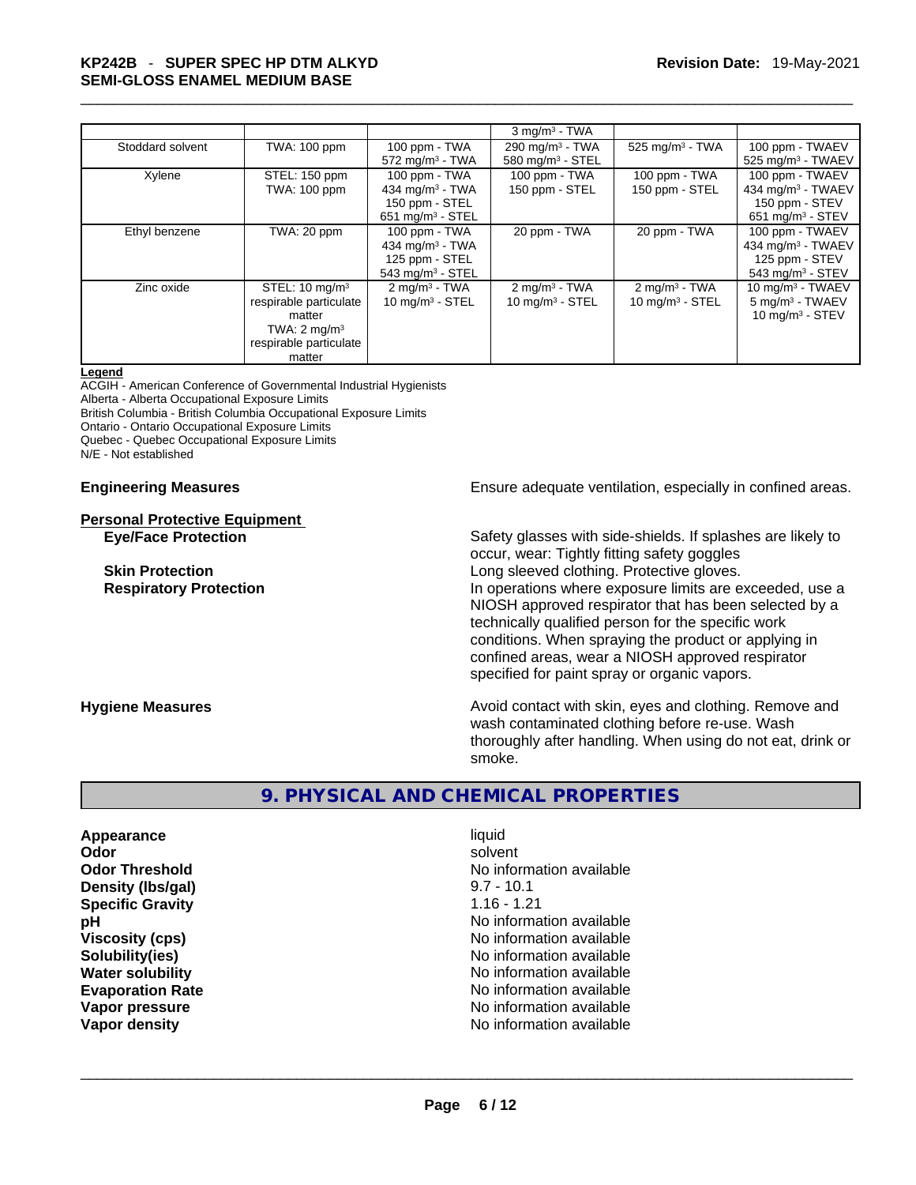| | | | | | |
|---|---|---|---|---|---|
| | | | 3 mg/m³ - TWA | | |
| Stoddard solvent | TWA: 100 ppm | 100 ppm - TWA<br>572 mg/m³ - TWA | 290 mg/m³ - TWA<br>580 mg/m³ - STEL | 525 mg/m³ - TWA | 100 ppm - TWAEV<br>525 mg/m³ - TWAEV |
| Xylene | STEL: 150 ppm<br>TWA: 100 ppm | 100 ppm - TWA<br>434 mg/m³ - TWA<br>150 ppm - STEL<br>651 mg/m³ - STEL | 100 ppm - TWA<br>150 ppm - STEL | 100 ppm - TWA<br>150 ppm - STEL | 100 ppm - TWAEV<br>434 mg/m³ - TWAEV<br>150 ppm - STEV<br>651 mg/m³ - STEV |
| Ethyl benzene | TWA: 20 ppm | 100 ppm - TWA<br>434 mg/m³ - TWA<br>125 ppm - STEL<br>543 mg/m³ - STEL | 20 ppm - TWA | 20 ppm - TWA | 100 ppm - TWAEV<br>434 mg/m³ - TWAEV<br>125 ppm - STEV<br>543 mg/m³ - STEV |
| Zinc oxide | STEL: 10 mg/m³ respirable particulate matter<br>TWA: 2 mg/m³ respirable particulate matter | 2 mg/m³ - TWA<br>10 mg/m³ - STEL | 2 mg/m³ - TWA<br>10 mg/m³ - STEL | 2 mg/m³ - TWA<br>10 mg/m³ - STEL | 10 mg/m³ - TWAEV<br>5 mg/m³ - TWAEV<br>10 mg/m³ - STEV |

**Legend**
ACGIH - American Conference of Governmental Industrial Hygienists
Alberta - Alberta Occupational Exposure Limits
British Columbia - British Columbia Occupational Exposure Limits
Ontario - Ontario Occupational Exposure Limits
Quebec - Quebec Occupational Exposure Limits
N/E - Not established

**Engineering Measures** Ensure adequate ventilation, especially in confined areas.

**Personal Protective Equipment**

**Eye/Face Protection** Safety glasses with side-shields. If splashes are likely to occur, wear: Tightly fitting safety goggles

**Skin Protection** Long sleeved clothing. Protective gloves.

**Respiratory Protection** In operations where exposure limits are exceeded, use a NIOSH approved respirator that has been selected by a technically qualified person for the specific work conditions. When spraying the product or applying in confined areas, wear a NIOSH approved respirator specified for paint spray or organic vapors.

**Hygiene Measures** Avoid contact with skin, eyes and clothing. Remove and wash contaminated clothing before re-use. Wash thoroughly after handling. When using do not eat, drink or smoke.

## 9. PHYSICAL AND CHEMICAL PROPERTIES

| | |
|---|---|
| **Appearance** | liquid |
| **Odor** | solvent |
| **Odor Threshold** | No information available |
| **Density (lbs/gal)** | 9.7 - 10.1 |
| **Specific Gravity** | 1.16 - 1.21 |
| **pH** | No information available |
| **Viscosity (cps)** | No information available |
| **Solubility(ies)** | No information available |
| **Water solubility** | No information available |
| **Evaporation Rate** | No information available |
| **Vapor pressure** | No information available |
| **Vapor density** | No information available |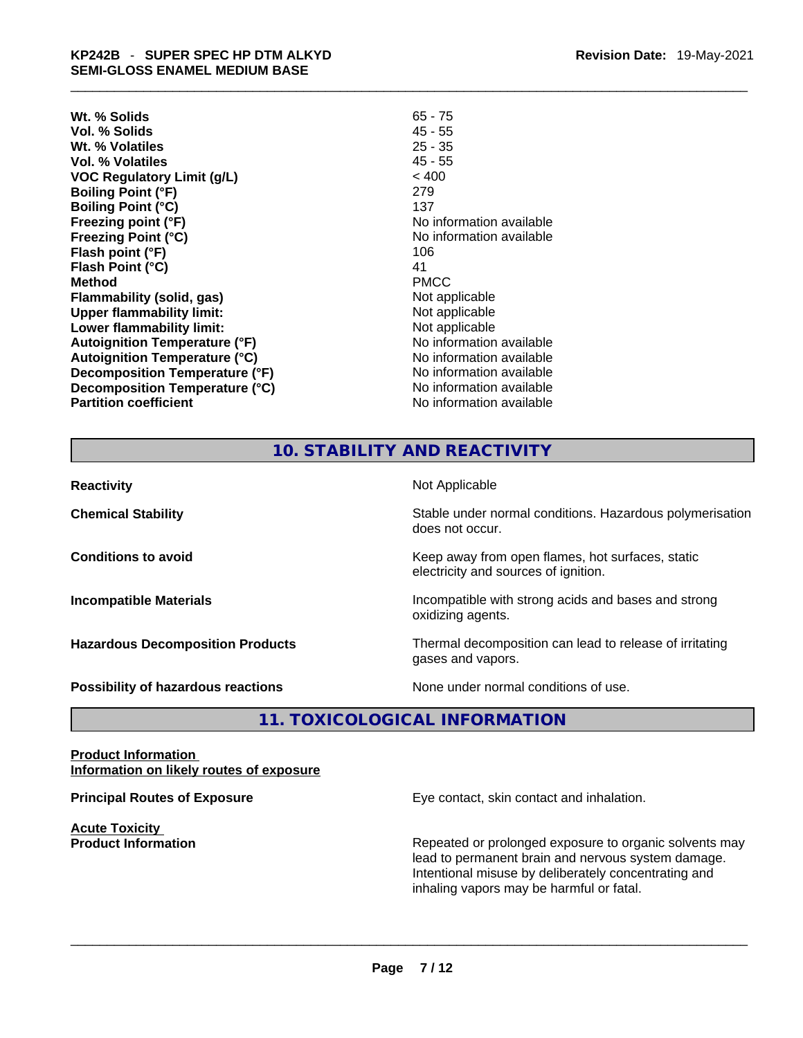| | |
|---|---|
| **Wt. % Solids** | 65 - 75 |
| **Vol. % Solids** | 45 - 55 |
| **Wt. % Volatiles** | 25 - 35 |
| **Vol. % Volatiles** | 45 - 55 |
| **VOC Regulatory Limit (g/L)** | < 400 |
| **Boiling Point (°F)** | 279 |
| **Boiling Point (°C)** | 137 |
| **Freezing point (°F)** | No information available |
| **Freezing Point (°C)** | No information available |
| **Flash point (°F)** | 106 |
| **Flash Point (°C)** | 41 |
| **Method** | PMCC |
| **Flammability (solid, gas)** | Not applicable |
| **Upper flammability limit:** | Not applicable |
| **Lower flammability limit:** | Not applicable |
| **Autoignition Temperature (°F)** | No information available |
| **Autoignition Temperature (°C)** | No information available |
| **Decomposition Temperature (°F)** | No information available |
| **Decomposition Temperature (°C)** | No information available |
| **Partition coefficient** | No information available |

## 10. STABILITY AND REACTIVITY

| | |
|---|---|
| **Reactivity** | Not Applicable |
| **Chemical Stability** | Stable under normal conditions. Hazardous polymerisation does not occur. |
| **Conditions to avoid** | Keep away from open flames, hot surfaces, static electricity and sources of ignition. |
| **Incompatible Materials** | Incompatible with strong acids and bases and strong oxidizing agents. |
| **Hazardous Decomposition Products** | Thermal decomposition can lead to release of irritating gases and vapors. |
| **Possibility of hazardous reactions** | None under normal conditions of use. |

## 11. TOXICOLOGICAL INFORMATION

**Product Information**
**Information on likely routes of exposure**

**Principal Routes of Exposure** — Eye contact, skin contact and inhalation.

**Acute Toxicity**
**Product Information** — Repeated or prolonged exposure to organic solvents may lead to permanent brain and nervous system damage. Intentional misuse by deliberately concentrating and inhaling vapors may be harmful or fatal.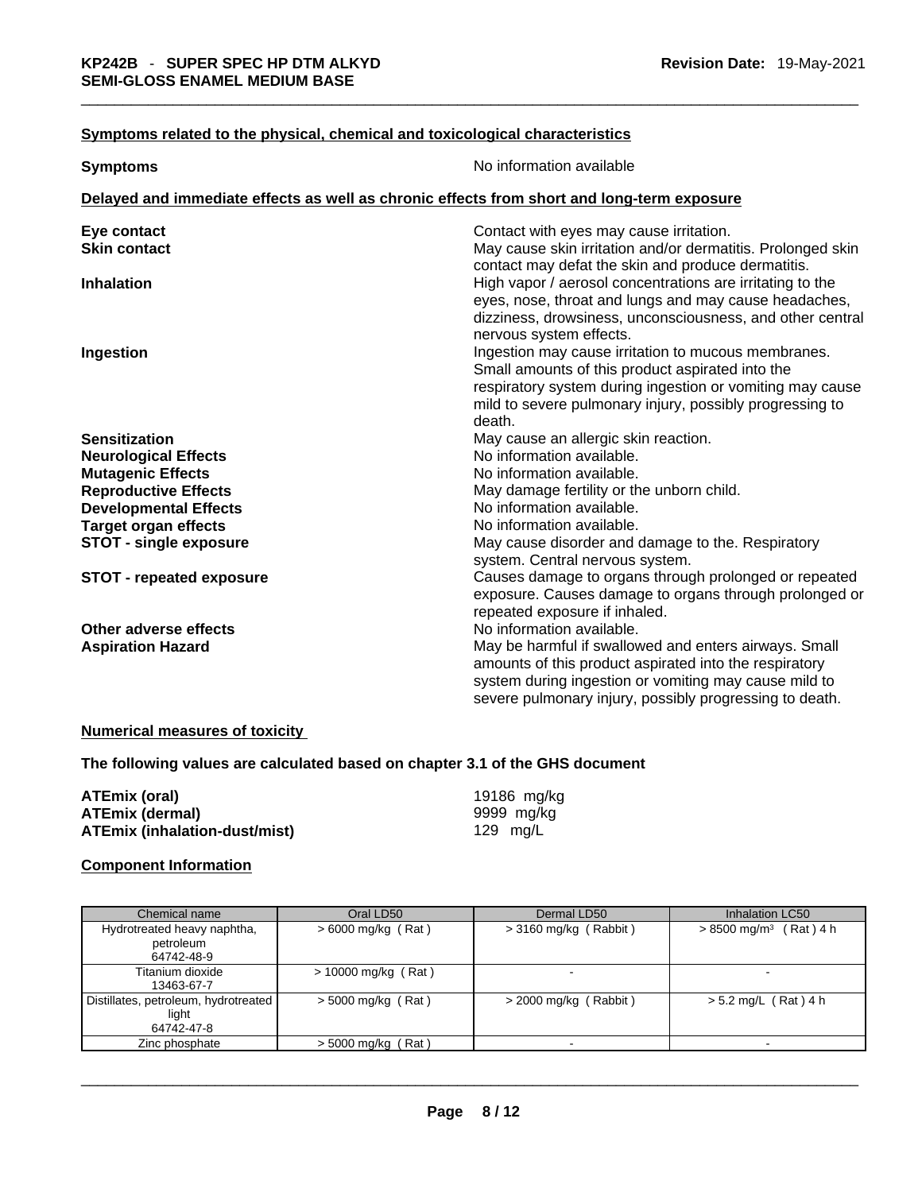**Symptoms related to the physical, chemical and toxicological characteristics**

**Symptoms** No information available

**Delayed and immediate effects as well as chronic effects from short and long-term exposure**

**Eye contact** Contact with eyes may cause irritation.

**Skin contact** May cause skin irritation and/or dermatitis. Prolonged skin contact may defat the skin and produce dermatitis.

**Inhalation** High vapor / aerosol concentrations are irritating to the eyes, nose, throat and lungs and may cause headaches, dizziness, drowsiness, unconsciousness, and other central nervous system effects.

**Ingestion** Ingestion may cause irritation to mucous membranes. Small amounts of this product aspirated into the respiratory system during ingestion or vomiting may cause mild to severe pulmonary injury, possibly progressing to death.

**Sensitization** May cause an allergic skin reaction.

**Neurological Effects** No information available.

**Mutagenic Effects** No information available.

**Reproductive Effects** May damage fertility or the unborn child.

**Developmental Effects** No information available.

**Target organ effects** No information available.

**STOT - single exposure** May cause disorder and damage to the. Respiratory system. Central nervous system.

**STOT - repeated exposure** Causes damage to organs through prolonged or repeated exposure. Causes damage to organs through prolonged or repeated exposure if inhaled.

**Other adverse effects** No information available.

**Aspiration Hazard** May be harmful if swallowed and enters airways. Small amounts of this product aspirated into the respiratory system during ingestion or vomiting may cause mild to severe pulmonary injury, possibly progressing to death.

**Numerical measures of toxicity**

**The following values are calculated based on chapter 3.1 of the GHS document**

**ATEmix (oral)** 19186 mg/kg
**ATEmix (dermal)** 9999 mg/kg
**ATEmix (inhalation-dust/mist)** 129 mg/L

**Component Information**

| Chemical name | Oral LD50 | Dermal LD50 | Inhalation LC50 |
|---|---|---|---|
| Hydrotreated heavy naphtha, petroleum 64742-48-9 | > 6000 mg/kg ( Rat ) | > 3160 mg/kg ( Rabbit ) | > 8500 mg/m³ ( Rat ) 4 h |
| Titanium dioxide 13463-67-7 | > 10000 mg/kg ( Rat ) | - | - |
| Distillates, petroleum, hydrotreated light 64742-47-8 | > 5000 mg/kg ( Rat ) | > 2000 mg/kg ( Rabbit ) | > 5.2 mg/L ( Rat ) 4 h |
| Zinc phosphate | > 5000 mg/kg ( Rat ) | - | - |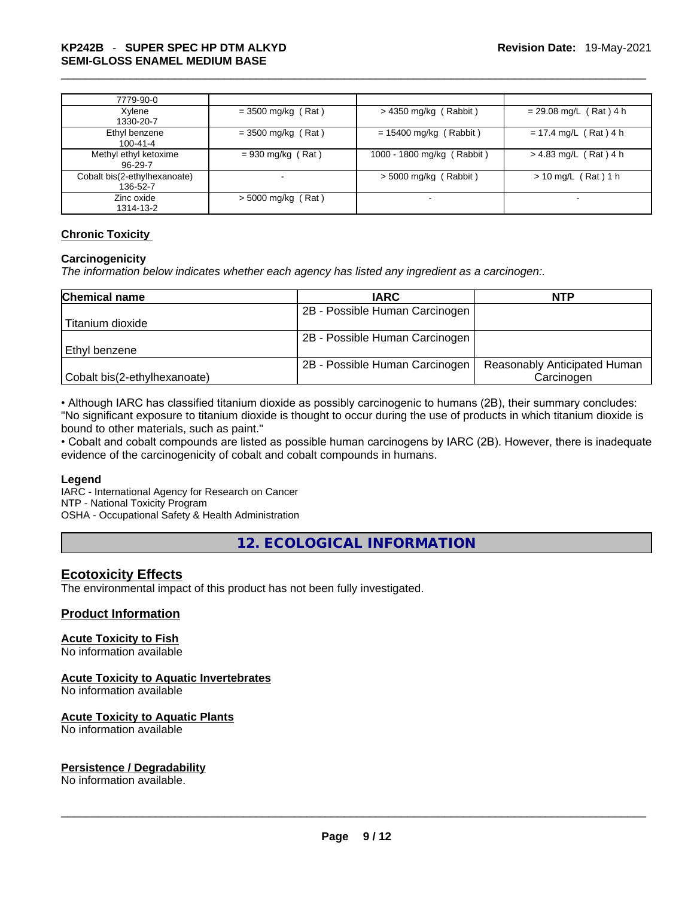| | | | |
|---|---|---|---|
| 7779-90-0 | | | |
| Xylene 1330-20-7 | = 3500 mg/kg ( Rat ) | > 4350 mg/kg ( Rabbit ) | = 29.08 mg/L ( Rat ) 4 h |
| Ethyl benzene 100-41-4 | = 3500 mg/kg ( Rat ) | = 15400 mg/kg ( Rabbit ) | = 17.4 mg/L ( Rat ) 4 h |
| Methyl ethyl ketoxime 96-29-7 | = 930 mg/kg ( Rat ) | 1000 - 1800 mg/kg ( Rabbit ) | > 4.83 mg/L ( Rat ) 4 h |
| Cobalt bis(2-ethylhexanoate) 136-52-7 | - | > 5000 mg/kg ( Rabbit ) | > 10 mg/L ( Rat ) 1 h |
| Zinc oxide 1314-13-2 | > 5000 mg/kg ( Rat ) | - | - |

## Chronic Toxicity

### Carcinogenicity

*The information below indicates whether each agency has listed any ingredient as a carcinogen:.*

| Chemical name | IARC | NTP |
|---|---|---|
| Titanium dioxide | 2B - Possible Human Carcinogen | |
| Ethyl benzene | 2B - Possible Human Carcinogen | |
| Cobalt bis(2-ethylhexanoate) | 2B - Possible Human Carcinogen | Reasonably Anticipated Human Carcinogen |

• Although IARC has classified titanium dioxide as possibly carcinogenic to humans (2B), their summary concludes: "No significant exposure to titanium dioxide is thought to occur during the use of products in which titanium dioxide is bound to other materials, such as paint."

• Cobalt and cobalt compounds are listed as possible human carcinogens by IARC (2B). However, there is inadequate evidence of the carcinogenicity of cobalt and cobalt compounds in humans.

**Legend**

IARC - International Agency for Research on Cancer
NTP - National Toxicity Program
OSHA - Occupational Safety & Health Administration

# 12. ECOLOGICAL INFORMATION

## Ecotoxicity Effects

The environmental impact of this product has not been fully investigated.

## Product Information

### Acute Toxicity to Fish

No information available

### Acute Toxicity to Aquatic Invertebrates

No information available

### Acute Toxicity to Aquatic Plants

No information available

### Persistence / Degradability

No information available.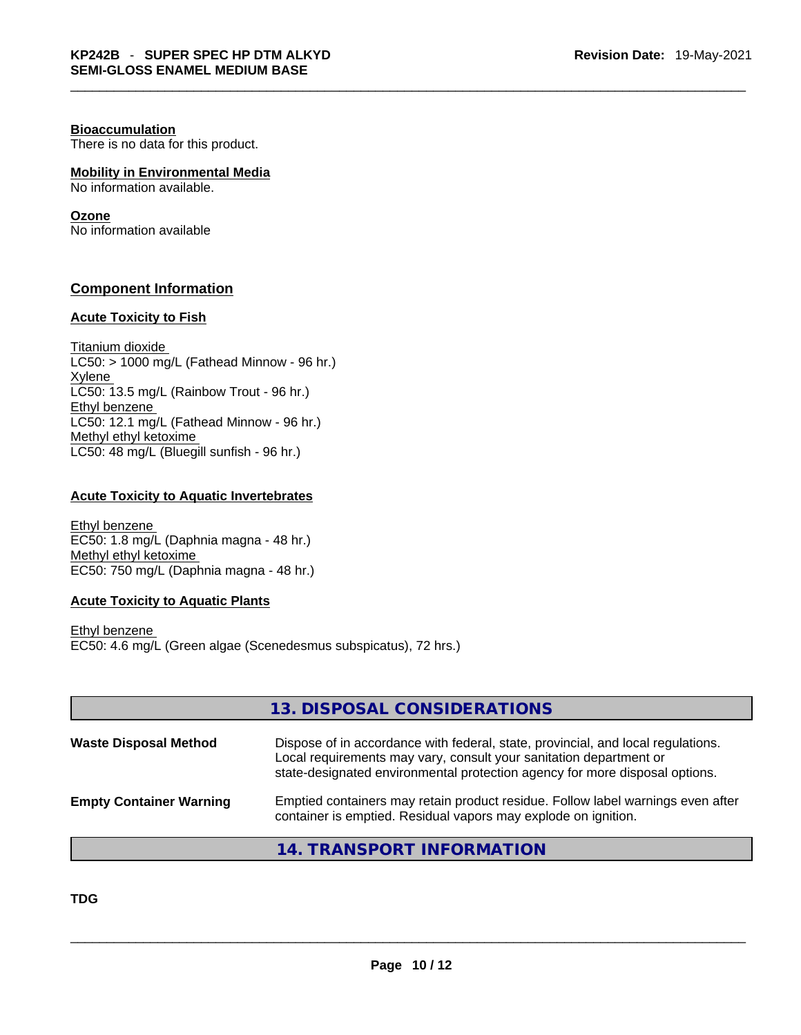**Bioaccumulation**
There is no data for this product.

**Mobility in Environmental Media**
No information available.

**Ozone**
No information available

## Component Information

### Acute Toxicity to Fish

Titanium dioxide
LC50: > 1000 mg/L (Fathead Minnow - 96 hr.)
Xylene
LC50: 13.5 mg/L (Rainbow Trout - 96 hr.)
Ethyl benzene
LC50: 12.1 mg/L (Fathead Minnow - 96 hr.)
Methyl ethyl ketoxime
LC50: 48 mg/L (Bluegill sunfish - 96 hr.)

### Acute Toxicity to Aquatic Invertebrates

Ethyl benzene
EC50: 1.8 mg/L (Daphnia magna - 48 hr.)
Methyl ethyl ketoxime
EC50: 750 mg/L (Daphnia magna - 48 hr.)

### Acute Toxicity to Aquatic Plants

Ethyl benzene
EC50: 4.6 mg/L (Green algae (Scenedesmus subspicatus), 72 hrs.)

## 13. DISPOSAL CONSIDERATIONS

**Waste Disposal Method** Dispose of in accordance with federal, state, provincial, and local regulations. Local requirements may vary, consult your sanitation department or state-designated environmental protection agency for more disposal options.

**Empty Container Warning** Emptied containers may retain product residue. Follow label warnings even after container is emptied. Residual vapors may explode on ignition.

## 14. TRANSPORT INFORMATION

**TDG**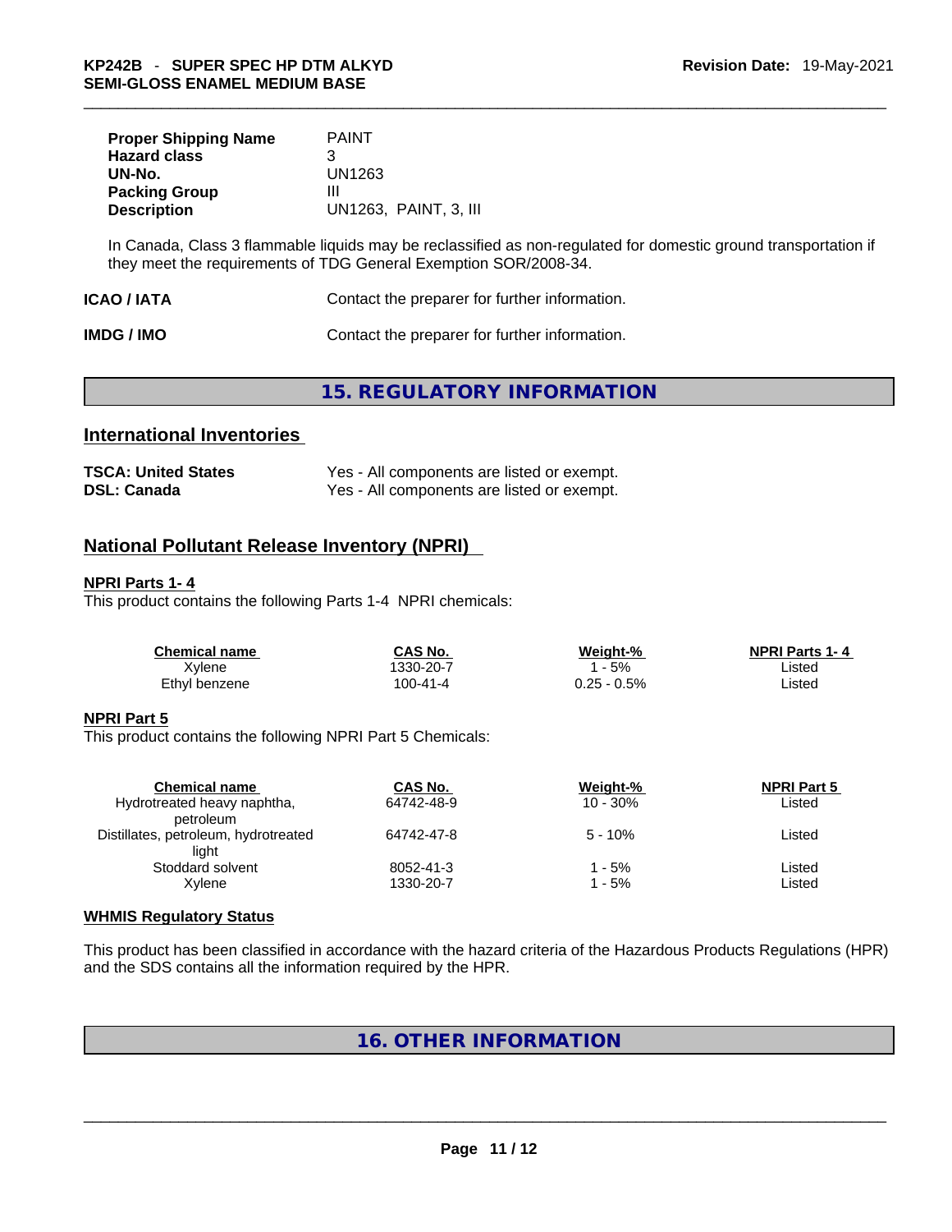| | |
|---|---|
| **Proper Shipping Name** | PAINT |
| **Hazard class** | 3 |
| **UN-No.** | UN1263 |
| **Packing Group** | III |
| **Description** | UN1263, PAINT, 3, III |

In Canada, Class 3 flammable liquids may be reclassified as non-regulated for domestic ground transportation if they meet the requirements of TDG General Exemption SOR/2008-34.

**ICAO / IATA** Contact the preparer for further information.

**IMDG / IMO** Contact the preparer for further information.

## 15. REGULATORY INFORMATION

### International Inventories

| | |
|---|---|
| **TSCA: United States** | Yes - All components are listed or exempt. |
| **DSL: Canada** | Yes - All components are listed or exempt. |

### National Pollutant Release Inventory (NPRI)

**NPRI Parts 1- 4**

This product contains the following Parts 1-4 NPRI chemicals:

| Chemical name | CAS No. | Weight-% | NPRI Parts 1- 4 |
|---|---|---|---|
| Xylene | 1330-20-7 | 1 - 5% | Listed |
| Ethyl benzene | 100-41-4 | 0.25 - 0.5% | Listed |

**NPRI Part 5**

This product contains the following NPRI Part 5 Chemicals:

| Chemical name | CAS No. | Weight-% | NPRI Part 5 |
|---|---|---|---|
| Hydrotreated heavy naphtha, petroleum | 64742-48-9 | 10 - 30% | Listed |
| Distillates, petroleum, hydrotreated light | 64742-47-8 | 5 - 10% | Listed |
| Stoddard solvent | 8052-41-3 | 1 - 5% | Listed |
| Xylene | 1330-20-7 | 1 - 5% | Listed |

**WHMIS Regulatory Status**

This product has been classified in accordance with the hazard criteria of the Hazardous Products Regulations (HPR) and the SDS contains all the information required by the HPR.

## 16. OTHER INFORMATION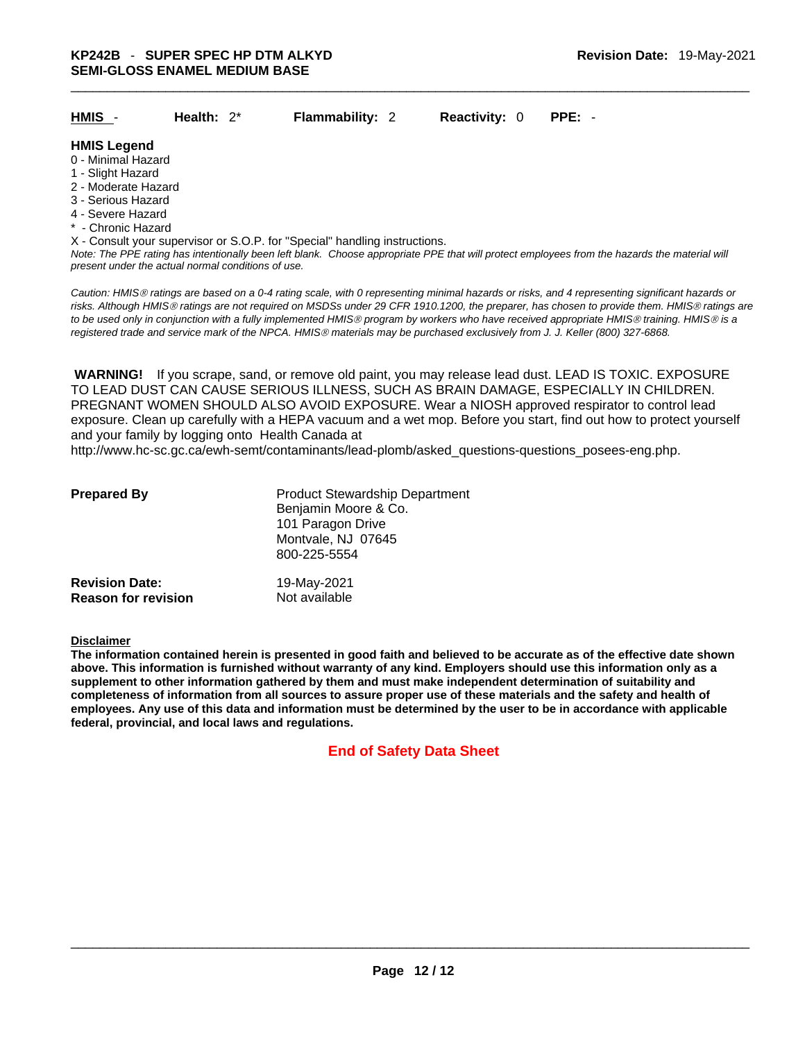**HMIS** - **Health:** 2* **Flammability:** 2 **Reactivity:** 0 **PPE:** -

**HMIS Legend**
0 - Minimal Hazard
1 - Slight Hazard
2 - Moderate Hazard
3 - Serious Hazard
4 - Severe Hazard
* - Chronic Hazard
X - Consult your supervisor or S.O.P. for "Special" handling instructions.
*Note: The PPE rating has intentionally been left blank. Choose appropriate PPE that will protect employees from the hazards the material will present under the actual normal conditions of use.*

*Caution: HMIS® ratings are based on a 0-4 rating scale, with 0 representing minimal hazards or risks, and 4 representing significant hazards or risks. Although HMIS® ratings are not required on MSDSs under 29 CFR 1910.1200, the preparer, has chosen to provide them. HMIS® ratings are to be used only in conjunction with a fully implemented HMIS® program by workers who have received appropriate HMIS® training. HMIS® is a registered trade and service mark of the NPCA. HMIS® materials may be purchased exclusively from J. J. Keller (800) 327-6868.*

**WARNING!** If you scrape, sand, or remove old paint, you may release lead dust. LEAD IS TOXIC. EXPOSURE TO LEAD DUST CAN CAUSE SERIOUS ILLNESS, SUCH AS BRAIN DAMAGE, ESPECIALLY IN CHILDREN. PREGNANT WOMEN SHOULD ALSO AVOID EXPOSURE. Wear a NIOSH approved respirator to control lead exposure. Clean up carefully with a HEPA vacuum and a wet mop. Before you start, find out how to protect yourself and your family by logging onto Health Canada at http://www.hc-sc.gc.ca/ewh-semt/contaminants/lead-plomb/asked_questions-questions_posees-eng.php.

**Prepared By** Product Stewardship Department
Benjamin Moore & Co.
101 Paragon Drive
Montvale, NJ 07645
800-225-5554

**Revision Date:** 19-May-2021
**Reason for revision** Not available

**Disclaimer**
**The information contained herein is presented in good faith and believed to be accurate as of the effective date shown above. This information is furnished without warranty of any kind. Employers should use this information only as a supplement to other information gathered by them and must make independent determination of suitability and completeness of information from all sources to assure proper use of these materials and the safety and health of employees. Any use of this data and information must be determined by the user to be in accordance with applicable federal, provincial, and local laws and regulations.**

**End of Safety Data Sheet**